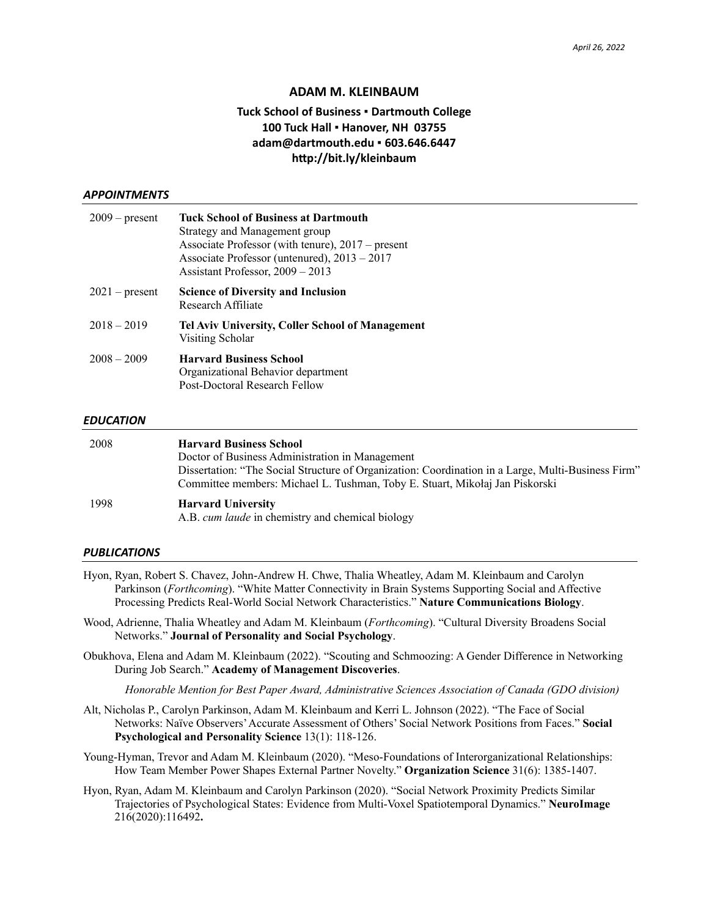*April 26, 2022*

# ADAM M. KLEINBAUM

**Tuck School of Business ▪ Dartmouth College**
**100 Tuck Hall ▪ Hanover, NH 03755**
**adam@dartmouth.edu ▪ 603.646.6447**
**http://bit.ly/kleinbaum**

## *APPOINTMENTS*

| | |
|---|---|
| 2009 – present | **Tuck School of Business at Dartmouth**<br>Strategy and Management group<br>Associate Professor (with tenure), 2017 – present<br>Associate Professor (untenured), 2013 – 2017<br>Assistant Professor, 2009 – 2013 |
| 2021 – present | **Science of Diversity and Inclusion**<br>Research Affiliate |
| 2018 – 2019 | **Tel Aviv University, Coller School of Management**<br>Visiting Scholar |
| 2008 – 2009 | **Harvard Business School**<br>Organizational Behavior department<br>Post-Doctoral Research Fellow |

## *EDUCATION*

| | |
|---|---|
| 2008 | **Harvard Business School**<br>Doctor of Business Administration in Management<br>Dissertation: "The Social Structure of Organization: Coordination in a Large, Multi-Business Firm"<br>Committee members: Michael L. Tushman, Toby E. Stuart, Mikołaj Jan Piskorski |
| 1998 | **Harvard University**<br>A.B. *cum laude* in chemistry and chemical biology |

## *PUBLICATIONS*

Hyon, Ryan, Robert S. Chavez, John-Andrew H. Chwe, Thalia Wheatley, Adam M. Kleinbaum and Carolyn Parkinson (*Forthcoming*). "White Matter Connectivity in Brain Systems Supporting Social and Affective Processing Predicts Real-World Social Network Characteristics." **Nature Communications Biology**.

Wood, Adrienne, Thalia Wheatley and Adam M. Kleinbaum (*Forthcoming*). "Cultural Diversity Broadens Social Networks." **Journal of Personality and Social Psychology**.

Obukhova, Elena and Adam M. Kleinbaum (2022). "Scouting and Schmoozing: A Gender Difference in Networking During Job Search." **Academy of Management Discoveries**.

*Honorable Mention for Best Paper Award, Administrative Sciences Association of Canada (GDO division)*

Alt, Nicholas P., Carolyn Parkinson, Adam M. Kleinbaum and Kerri L. Johnson (2022). "The Face of Social Networks: Naïve Observers' Accurate Assessment of Others' Social Network Positions from Faces." **Social Psychological and Personality Science** 13(1): 118-126.

Young-Hyman, Trevor and Adam M. Kleinbaum (2020). "Meso-Foundations of Interorganizational Relationships: How Team Member Power Shapes External Partner Novelty." **Organization Science** 31(6): 1385-1407.

Hyon, Ryan, Adam M. Kleinbaum and Carolyn Parkinson (2020). "Social Network Proximity Predicts Similar Trajectories of Psychological States: Evidence from Multi-Voxel Spatiotemporal Dynamics." **NeuroImage** 216(2020):116492**.**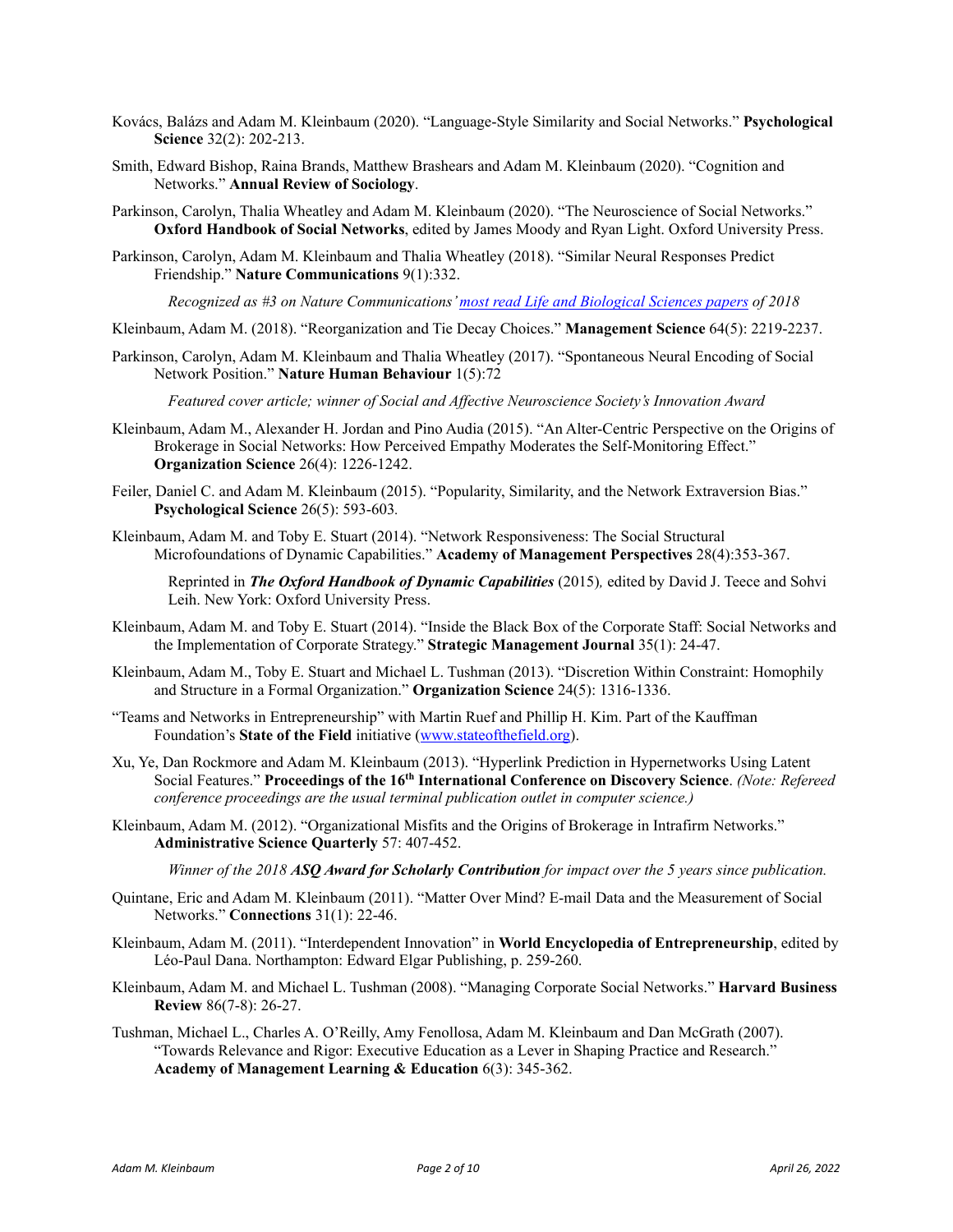Kovács, Balázs and Adam M. Kleinbaum (2020). "Language-Style Similarity and Social Networks." **Psychological Science** 32(2): 202-213.

Smith, Edward Bishop, Raina Brands, Matthew Brashears and Adam M. Kleinbaum (2020). "Cognition and Networks." **Annual Review of Sociology**.

Parkinson, Carolyn, Thalia Wheatley and Adam M. Kleinbaum (2020). "The Neuroscience of Social Networks." **Oxford Handbook of Social Networks**, edited by James Moody and Ryan Light. Oxford University Press.

Parkinson, Carolyn, Adam M. Kleinbaum and Thalia Wheatley (2018). "Similar Neural Responses Predict Friendship." **Nature Communications** 9(1):332.

*Recognized as #3 on Nature Communications' [most read Life and Biological Sciences papers](most read Life and Biological Sciences papers) of 2018*

Kleinbaum, Adam M. (2018). "Reorganization and Tie Decay Choices." **Management Science** 64(5): 2219-2237.

Parkinson, Carolyn, Adam M. Kleinbaum and Thalia Wheatley (2017). "Spontaneous Neural Encoding of Social Network Position." **Nature Human Behaviour** 1(5):72

*Featured cover article; winner of Social and Affective Neuroscience Society's Innovation Award*

Kleinbaum, Adam M., Alexander H. Jordan and Pino Audia (2015). "An Alter-Centric Perspective on the Origins of Brokerage in Social Networks: How Perceived Empathy Moderates the Self-Monitoring Effect." **Organization Science** 26(4): 1226-1242.

Feiler, Daniel C. and Adam M. Kleinbaum (2015). "Popularity, Similarity, and the Network Extraversion Bias." **Psychological Science** 26(5): 593-603.

Kleinbaum, Adam M. and Toby E. Stuart (2014). "Network Responsiveness: The Social Structural Microfoundations of Dynamic Capabilities." **Academy of Management Perspectives** 28(4):353-367.

Reprinted in ***The Oxford Handbook of Dynamic Capabilities*** (2015), edited by David J. Teece and Sohvi Leih. New York: Oxford University Press.

Kleinbaum, Adam M. and Toby E. Stuart (2014). "Inside the Black Box of the Corporate Staff: Social Networks and the Implementation of Corporate Strategy." **Strategic Management Journal** 35(1): 24-47.

Kleinbaum, Adam M., Toby E. Stuart and Michael L. Tushman (2013). "Discretion Within Constraint: Homophily and Structure in a Formal Organization." **Organization Science** 24(5): 1316-1336.

"Teams and Networks in Entrepreneurship" with Martin Ruef and Phillip H. Kim. Part of the Kauffman Foundation's **State of the Field** initiative ([www.stateofthefield.org](www.stateofthefield.org)).

Xu, Ye, Dan Rockmore and Adam M. Kleinbaum (2013). "Hyperlink Prediction in Hypernetworks Using Latent Social Features." **Proceedings of the 16th International Conference on Discovery Science**. *(Note: Refereed conference proceedings are the usual terminal publication outlet in computer science.)*

Kleinbaum, Adam M. (2012). "Organizational Misfits and the Origins of Brokerage in Intrafirm Networks." **Administrative Science Quarterly** 57: 407-452.

*Winner of the 2018* ***ASQ Award for Scholarly Contribution*** *for impact over the 5 years since publication.*

Quintane, Eric and Adam M. Kleinbaum (2011). "Matter Over Mind? E-mail Data and the Measurement of Social Networks." **Connections** 31(1): 22-46.

Kleinbaum, Adam M. (2011). "Interdependent Innovation" in **World Encyclopedia of Entrepreneurship**, edited by Léo-Paul Dana. Northampton: Edward Elgar Publishing, p. 259-260.

Kleinbaum, Adam M. and Michael L. Tushman (2008). "Managing Corporate Social Networks." **Harvard Business Review** 86(7-8): 26-27.

Tushman, Michael L., Charles A. O'Reilly, Amy Fenollosa, Adam M. Kleinbaum and Dan McGrath (2007). "Towards Relevance and Rigor: Executive Education as a Lever in Shaping Practice and Research." **Academy of Management Learning & Education** 6(3): 345-362.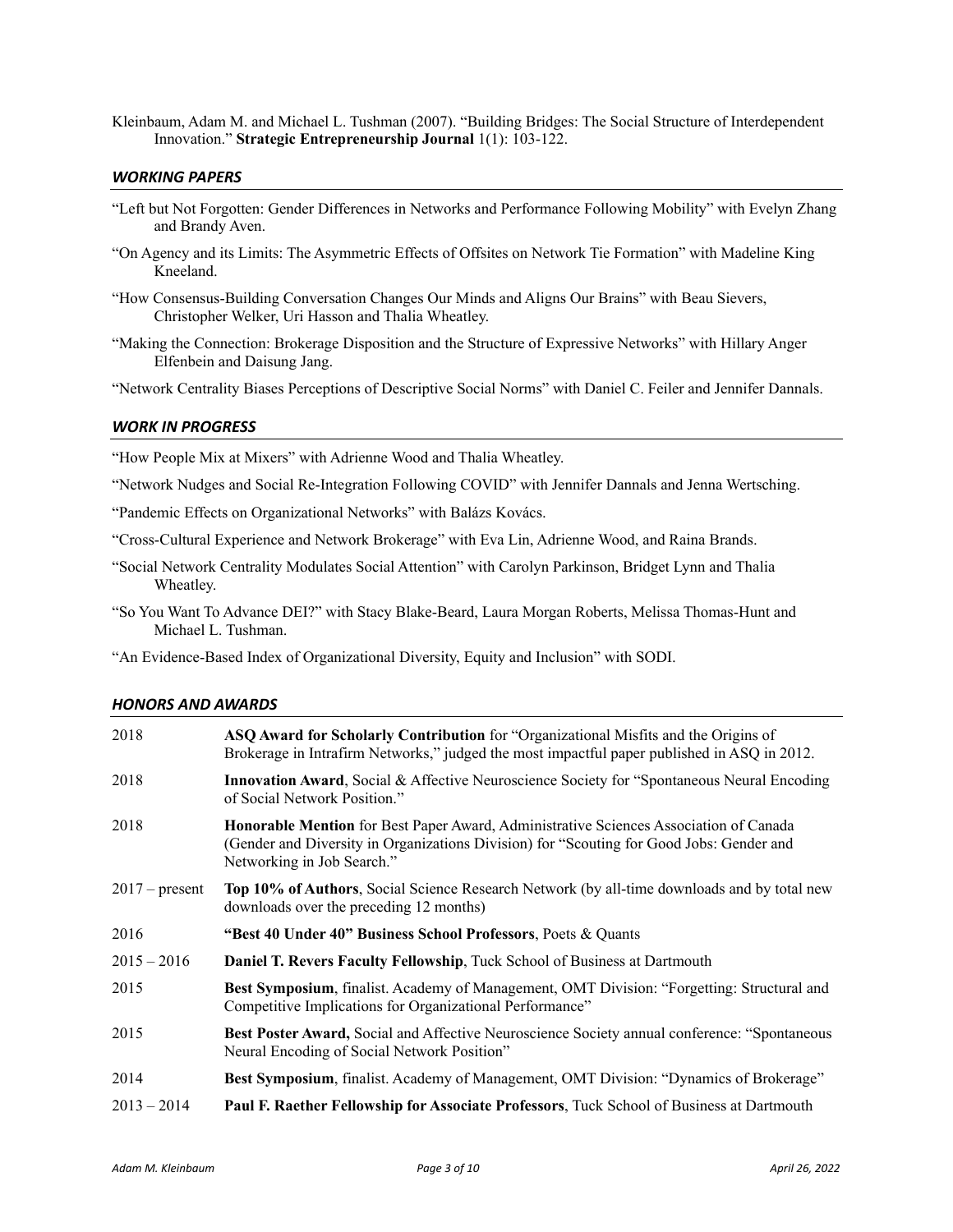Kleinbaum, Adam M. and Michael L. Tushman (2007). "Building Bridges: The Social Structure of Interdependent Innovation." **Strategic Entrepreneurship Journal** 1(1): 103-122.

## *WORKING PAPERS*

"Left but Not Forgotten: Gender Differences in Networks and Performance Following Mobility" with Evelyn Zhang and Brandy Aven.

"On Agency and its Limits: The Asymmetric Effects of Offsites on Network Tie Formation" with Madeline King Kneeland.

"How Consensus-Building Conversation Changes Our Minds and Aligns Our Brains" with Beau Sievers, Christopher Welker, Uri Hasson and Thalia Wheatley.

"Making the Connection: Brokerage Disposition and the Structure of Expressive Networks" with Hillary Anger Elfenbein and Daisung Jang.

"Network Centrality Biases Perceptions of Descriptive Social Norms" with Daniel C. Feiler and Jennifer Dannals.

## *WORK IN PROGRESS*

"How People Mix at Mixers" with Adrienne Wood and Thalia Wheatley.

"Network Nudges and Social Re-Integration Following COVID" with Jennifer Dannals and Jenna Wertsching.

"Pandemic Effects on Organizational Networks" with Balázs Kovács.

"Cross-Cultural Experience and Network Brokerage" with Eva Lin, Adrienne Wood, and Raina Brands.

"Social Network Centrality Modulates Social Attention" with Carolyn Parkinson, Bridget Lynn and Thalia Wheatley.

"So You Want To Advance DEI?" with Stacy Blake-Beard, Laura Morgan Roberts, Melissa Thomas-Hunt and Michael L. Tushman.

"An Evidence-Based Index of Organizational Diversity, Equity and Inclusion" with SODI.

## *HONORS AND AWARDS*

| | |
|---|---|
| 2018 | **ASQ Award for Scholarly Contribution** for "Organizational Misfits and the Origins of Brokerage in Intrafirm Networks," judged the most impactful paper published in ASQ in 2012. |
| 2018 | **Innovation Award**, Social & Affective Neuroscience Society for "Spontaneous Neural Encoding of Social Network Position." |
| 2018 | **Honorable Mention** for Best Paper Award, Administrative Sciences Association of Canada (Gender and Diversity in Organizations Division) for "Scouting for Good Jobs: Gender and Networking in Job Search." |
| 2017 – present | **Top 10% of Authors**, Social Science Research Network (by all-time downloads and by total new downloads over the preceding 12 months) |
| 2016 | **"Best 40 Under 40" Business School Professors**, Poets & Quants |
| 2015 – 2016 | **Daniel T. Revers Faculty Fellowship**, Tuck School of Business at Dartmouth |
| 2015 | **Best Symposium**, finalist. Academy of Management, OMT Division: "Forgetting: Structural and Competitive Implications for Organizational Performance" |
| 2015 | **Best Poster Award,** Social and Affective Neuroscience Society annual conference: "Spontaneous Neural Encoding of Social Network Position" |
| 2014 | **Best Symposium**, finalist. Academy of Management, OMT Division: "Dynamics of Brokerage" |
| 2013 – 2014 | **Paul F. Raether Fellowship for Associate Professors**, Tuck School of Business at Dartmouth |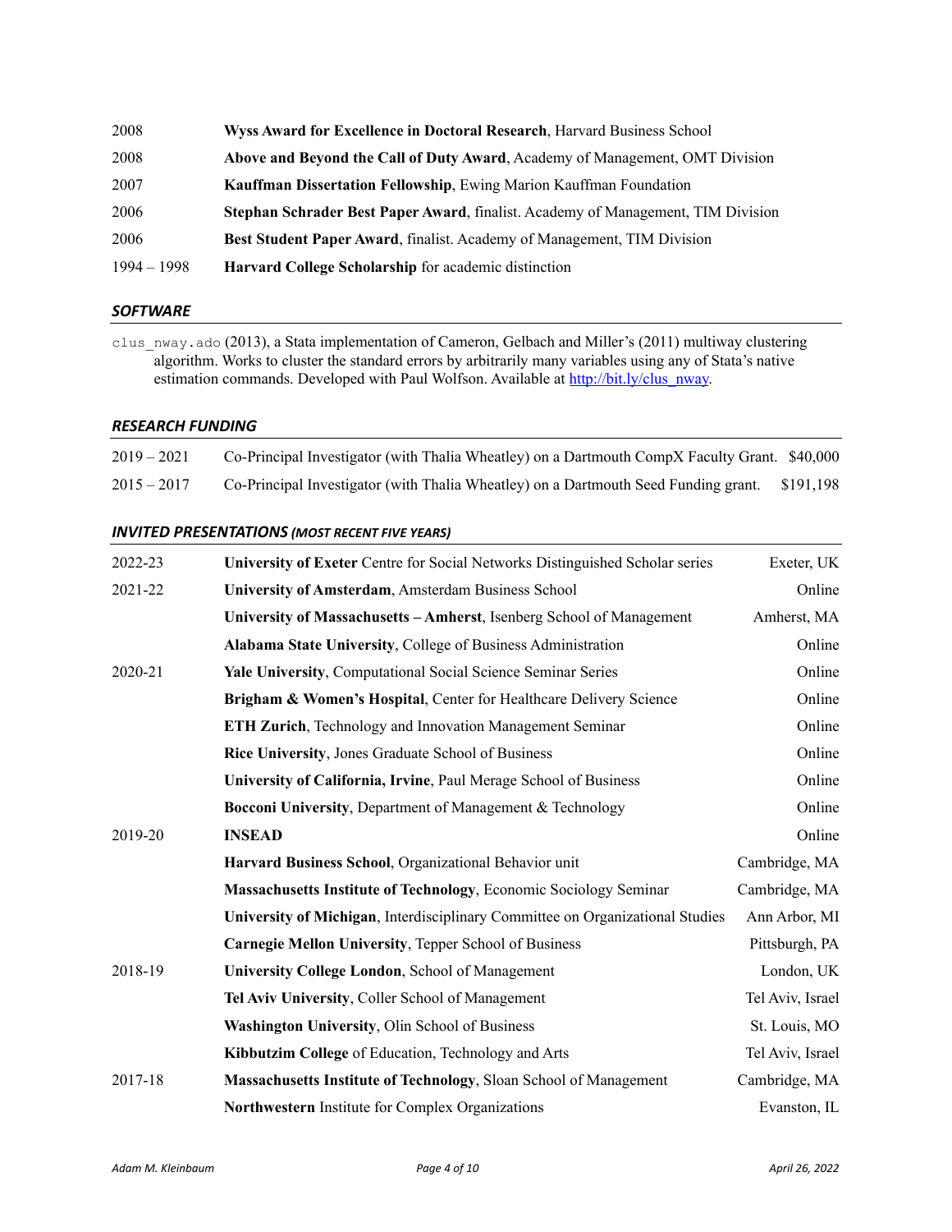| | |
|---|---|
| 2008 | **Wyss Award for Excellence in Doctoral Research**, Harvard Business School |
| 2008 | **Above and Beyond the Call of Duty Award**, Academy of Management, OMT Division |
| 2007 | **Kauffman Dissertation Fellowship**, Ewing Marion Kauffman Foundation |
| 2006 | **Stephan Schrader Best Paper Award**, finalist. Academy of Management, TIM Division |
| 2006 | **Best Student Paper Award**, finalist. Academy of Management, TIM Division |
| 1994 – 1998 | **Harvard College Scholarship** for academic distinction |

## *SOFTWARE*

`clus_nway.ado` (2013), a Stata implementation of Cameron, Gelbach and Miller's (2011) multiway clustering algorithm. Works to cluster the standard errors by arbitrarily many variables using any of Stata's native estimation commands. Developed with Paul Wolfson. Available at [http://bit.ly/clus_nway](http://bit.ly/clus_nway).

## *RESEARCH FUNDING*

| | | |
|---|---|---|
| 2019 – 2021 | Co-Principal Investigator (with Thalia Wheatley) on a Dartmouth CompX Faculty Grant. | $40,000 |
| 2015 – 2017 | Co-Principal Investigator (with Thalia Wheatley) on a Dartmouth Seed Funding grant. | $191,198 |

## *INVITED PRESENTATIONS (MOST RECENT FIVE YEARS)*

| | | |
|---|---|---|
| 2022-23 | **University of Exeter** Centre for Social Networks Distinguished Scholar series | Exeter, UK |
| 2021-22 | **University of Amsterdam**, Amsterdam Business School | Online |
| | **University of Massachusetts – Amherst**, Isenberg School of Management | Amherst, MA |
| | **Alabama State University**, College of Business Administration | Online |
| 2020-21 | **Yale University**, Computational Social Science Seminar Series | Online |
| | **Brigham & Women's Hospital**, Center for Healthcare Delivery Science | Online |
| | **ETH Zurich**, Technology and Innovation Management Seminar | Online |
| | **Rice University**, Jones Graduate School of Business | Online |
| | **University of California, Irvine**, Paul Merage School of Business | Online |
| | **Bocconi University**, Department of Management & Technology | Online |
| 2019-20 | **INSEAD** | Online |
| | **Harvard Business School**, Organizational Behavior unit | Cambridge, MA |
| | **Massachusetts Institute of Technology**, Economic Sociology Seminar | Cambridge, MA |
| | **University of Michigan**, Interdisciplinary Committee on Organizational Studies | Ann Arbor, MI |
| | **Carnegie Mellon University**, Tepper School of Business | Pittsburgh, PA |
| 2018-19 | **University College London**, School of Management | London, UK |
| | **Tel Aviv University**, Coller School of Management | Tel Aviv, Israel |
| | **Washington University**, Olin School of Business | St. Louis, MO |
| | **Kibbutzim College** of Education, Technology and Arts | Tel Aviv, Israel |
| 2017-18 | **Massachusetts Institute of Technology**, Sloan School of Management | Cambridge, MA |
| | **Northwestern** Institute for Complex Organizations | Evanston, IL |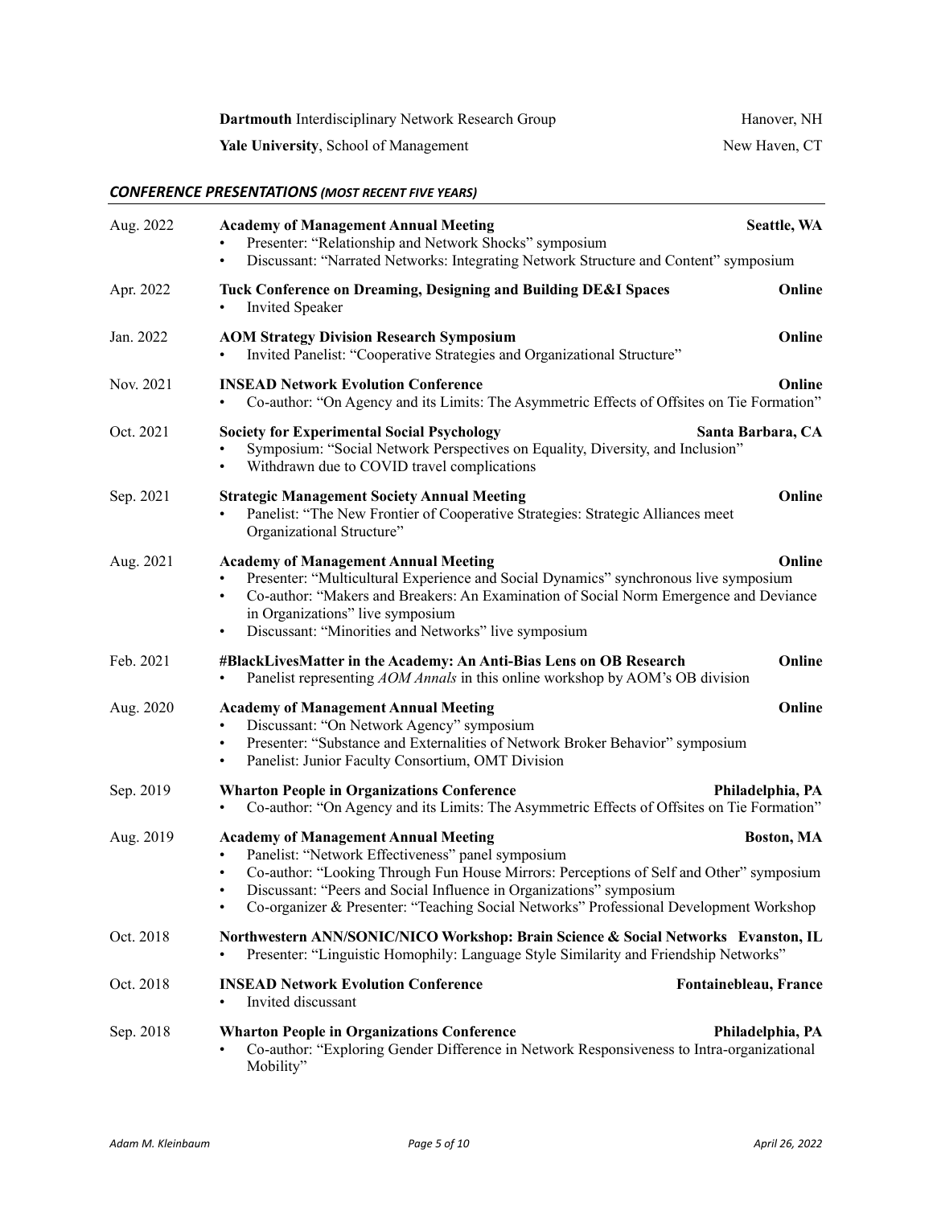**Dartmouth** Interdisciplinary Network Research Group — Hanover, NH

**Yale University**, School of Management — New Haven, CT

## *CONFERENCE PRESENTATIONS (MOST RECENT FIVE YEARS)*

Aug. 2022 — **Academy of Management Annual Meeting** — **Seattle, WA**
- Presenter: "Relationship and Network Shocks" symposium
- Discussant: "Narrated Networks: Integrating Network Structure and Content" symposium

Apr. 2022 — **Tuck Conference on Dreaming, Designing and Building DE&I Spaces** — **Online**
- Invited Speaker

Jan. 2022 — **AOM Strategy Division Research Symposium** — **Online**
- Invited Panelist: "Cooperative Strategies and Organizational Structure"

Nov. 2021 — **INSEAD Network Evolution Conference** — **Online**
- Co-author: "On Agency and its Limits: The Asymmetric Effects of Offsites on Tie Formation"

Oct. 2021 — **Society for Experimental Social Psychology** — **Santa Barbara, CA**
- Symposium: "Social Network Perspectives on Equality, Diversity, and Inclusion"
- Withdrawn due to COVID travel complications

Sep. 2021 — **Strategic Management Society Annual Meeting** — **Online**
- Panelist: "The New Frontier of Cooperative Strategies: Strategic Alliances meet Organizational Structure"

Aug. 2021 — **Academy of Management Annual Meeting** — **Online**
- Presenter: "Multicultural Experience and Social Dynamics" synchronous live symposium
- Co-author: "Makers and Breakers: An Examination of Social Norm Emergence and Deviance in Organizations" live symposium
- Discussant: "Minorities and Networks" live symposium

Feb. 2021 — **#BlackLivesMatter in the Academy: An Anti-Bias Lens on OB Research** — **Online**
- Panelist representing *AOM Annals* in this online workshop by AOM's OB division

Aug. 2020 — **Academy of Management Annual Meeting** — **Online**
- Discussant: "On Network Agency" symposium
- Presenter: "Substance and Externalities of Network Broker Behavior" symposium
- Panelist: Junior Faculty Consortium, OMT Division

Sep. 2019 — **Wharton People in Organizations Conference** — **Philadelphia, PA**
- Co-author: "On Agency and its Limits: The Asymmetric Effects of Offsites on Tie Formation"

Aug. 2019 — **Academy of Management Annual Meeting** — **Boston, MA**
- Panelist: "Network Effectiveness" panel symposium
- Co-author: "Looking Through Fun House Mirrors: Perceptions of Self and Other" symposium
- Discussant: "Peers and Social Influence in Organizations" symposium
- Co-organizer & Presenter: "Teaching Social Networks" Professional Development Workshop

Oct. 2018 — **Northwestern ANN/SONIC/NICO Workshop: Brain Science & Social Networks** — **Evanston, IL**
- Presenter: "Linguistic Homophily: Language Style Similarity and Friendship Networks"

Oct. 2018 — **INSEAD Network Evolution Conference** — **Fontainebleau, France**
- Invited discussant

Sep. 2018 — **Wharton People in Organizations Conference** — **Philadelphia, PA**
- Co-author: "Exploring Gender Difference in Network Responsiveness to Intra-organizational Mobility"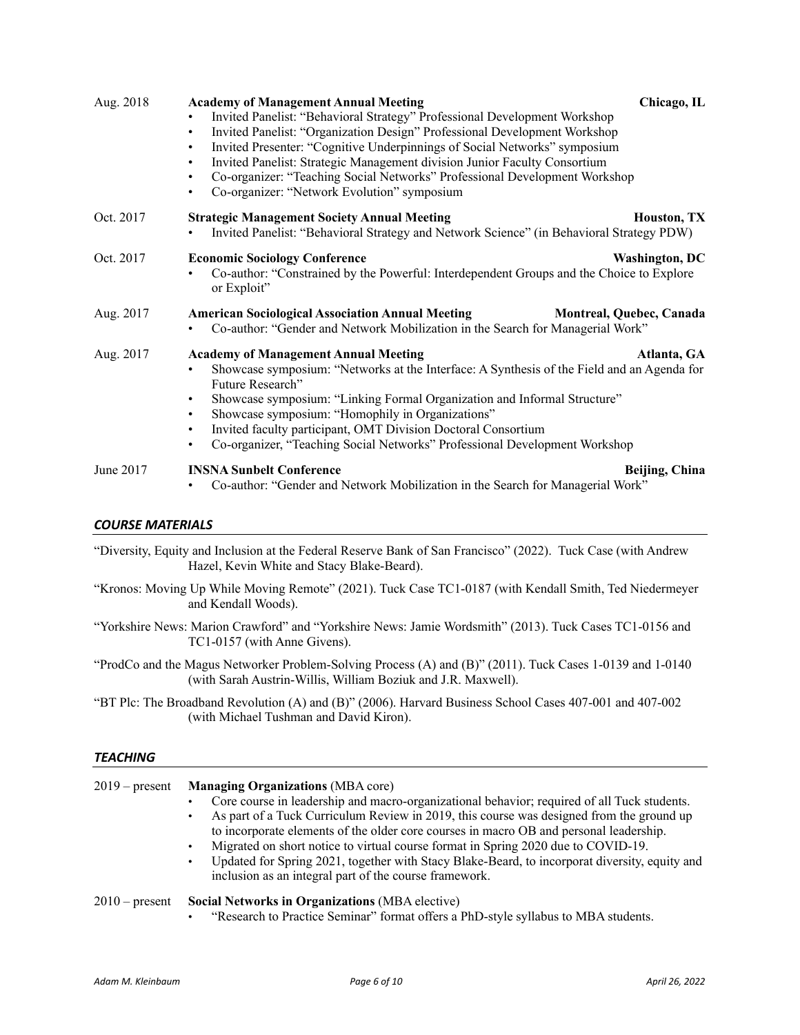**Aug. 2018** — **Academy of Management Annual Meeting** — **Chicago, IL**

- Invited Panelist: "Behavioral Strategy" Professional Development Workshop
- Invited Panelist: "Organization Design" Professional Development Workshop
- Invited Presenter: "Cognitive Underpinnings of Social Networks" symposium
- Invited Panelist: Strategic Management division Junior Faculty Consortium
- Co-organizer: "Teaching Social Networks" Professional Development Workshop
- Co-organizer: "Network Evolution" symposium

**Oct. 2017** — **Strategic Management Society Annual Meeting** — **Houston, TX**

- Invited Panelist: "Behavioral Strategy and Network Science" (in Behavioral Strategy PDW)

**Oct. 2017** — **Economic Sociology Conference** — **Washington, DC**

- Co-author: "Constrained by the Powerful: Interdependent Groups and the Choice to Explore or Exploit"

**Aug. 2017** — **American Sociological Association Annual Meeting** — **Montreal, Quebec, Canada**

- Co-author: "Gender and Network Mobilization in the Search for Managerial Work"

**Aug. 2017** — **Academy of Management Annual Meeting** — **Atlanta, GA**

- Showcase symposium: "Networks at the Interface: A Synthesis of the Field and an Agenda for Future Research"
- Showcase symposium: "Linking Formal Organization and Informal Structure"
- Showcase symposium: "Homophily in Organizations"
- Invited faculty participant, OMT Division Doctoral Consortium
- Co-organizer, "Teaching Social Networks" Professional Development Workshop

**June 2017** — **INSNA Sunbelt Conference** — **Beijing, China**

- Co-author: "Gender and Network Mobilization in the Search for Managerial Work"

## *COURSE MATERIALS*

"Diversity, Equity and Inclusion at the Federal Reserve Bank of San Francisco" (2022). Tuck Case (with Andrew Hazel, Kevin White and Stacy Blake-Beard).

"Kronos: Moving Up While Moving Remote" (2021). Tuck Case TC1-0187 (with Kendall Smith, Ted Niedermeyer and Kendall Woods).

"Yorkshire News: Marion Crawford" and "Yorkshire News: Jamie Wordsmith" (2013). Tuck Cases TC1-0156 and TC1-0157 (with Anne Givens).

"ProdCo and the Magus Networker Problem-Solving Process (A) and (B)" (2011). Tuck Cases 1-0139 and 1-0140 (with Sarah Austrin-Willis, William Boziuk and J.R. Maxwell).

"BT Plc: The Broadband Revolution (A) and (B)" (2006). Harvard Business School Cases 407-001 and 407-002 (with Michael Tushman and David Kiron).

## *TEACHING*

**2019 – present** — **Managing Organizations** (MBA core)

- Core course in leadership and macro-organizational behavior; required of all Tuck students.
- As part of a Tuck Curriculum Review in 2019, this course was designed from the ground up to incorporate elements of the older core courses in macro OB and personal leadership.
- Migrated on short notice to virtual course format in Spring 2020 due to COVID-19.
- Updated for Spring 2021, together with Stacy Blake-Beard, to incorporat diversity, equity and inclusion as an integral part of the course framework.

**2010 – present** — **Social Networks in Organizations** (MBA elective)

- "Research to Practice Seminar" format offers a PhD-style syllabus to MBA students.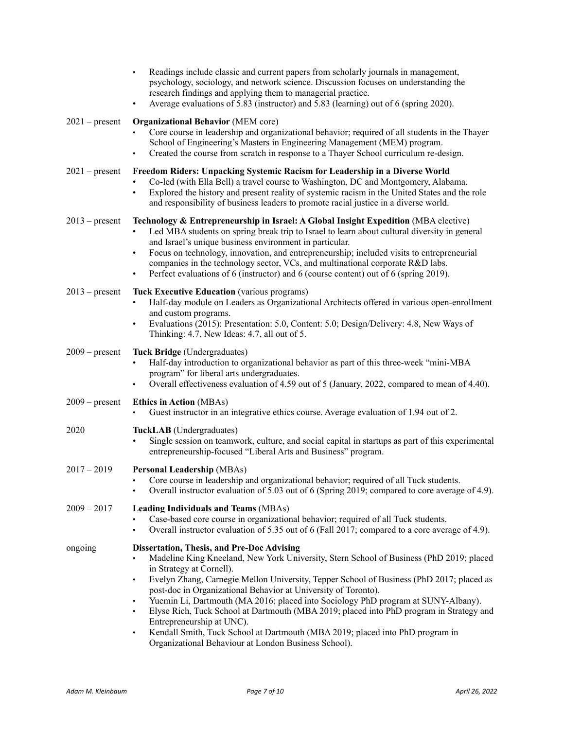- Readings include classic and current papers from scholarly journals in management, psychology, sociology, and network science. Discussion focuses on understanding the research findings and applying them to managerial practice.
- Average evaluations of 5.83 (instructor) and 5.83 (learning) out of 6 (spring 2020).

2021 – present **Organizational Behavior** (MEM core)

- Core course in leadership and organizational behavior; required of all students in the Thayer School of Engineering's Masters in Engineering Management (MEM) program.
- Created the course from scratch in response to a Thayer School curriculum re-design.

2021 – present **Freedom Riders: Unpacking Systemic Racism for Leadership in a Diverse World**

- Co-led (with Ella Bell) a travel course to Washington, DC and Montgomery, Alabama.
- Explored the history and present reality of systemic racism in the United States and the role and responsibility of business leaders to promote racial justice in a diverse world.

2013 – present **Technology & Entrepreneurship in Israel: A Global Insight Expedition** (MBA elective)

- Led MBA students on spring break trip to Israel to learn about cultural diversity in general and Israel's unique business environment in particular.
- Focus on technology, innovation, and entrepreneurship; included visits to entrepreneurial companies in the technology sector, VCs, and multinational corporate R&D labs.
- Perfect evaluations of 6 (instructor) and 6 (course content) out of 6 (spring 2019).

2013 – present **Tuck Executive Education** (various programs)

- Half-day module on Leaders as Organizational Architects offered in various open-enrollment and custom programs.
- Evaluations (2015): Presentation: 5.0, Content: 5.0; Design/Delivery: 4.8, New Ways of Thinking: 4.7, New Ideas: 4.7, all out of 5.

2009 – present **Tuck Bridge** (Undergraduates)

- Half-day introduction to organizational behavior as part of this three-week "mini-MBA program" for liberal arts undergraduates.
- Overall effectiveness evaluation of 4.59 out of 5 (January, 2022, compared to mean of 4.40).

2009 – present **Ethics in Action** (MBAs)

- Guest instructor in an integrative ethics course. Average evaluation of 1.94 out of 2.

2020 **TuckLAB** (Undergraduates)

- Single session on teamwork, culture, and social capital in startups as part of this experimental entrepreneurship-focused "Liberal Arts and Business" program.

2017 – 2019 **Personal Leadership** (MBAs)

- Core course in leadership and organizational behavior; required of all Tuck students.
- Overall instructor evaluation of 5.03 out of 6 (Spring 2019; compared to core average of 4.9).

2009 – 2017 **Leading Individuals and Teams** (MBAs)

- Case-based core course in organizational behavior; required of all Tuck students.
- Overall instructor evaluation of 5.35 out of 6 (Fall 2017; compared to a core average of 4.9).

ongoing **Dissertation, Thesis, and Pre-Doc Advising**

- Madeline King Kneeland, New York University, Stern School of Business (PhD 2019; placed in Strategy at Cornell).
- Evelyn Zhang, Carnegie Mellon University, Tepper School of Business (PhD 2017; placed as post-doc in Organizational Behavior at University of Toronto).
- Yuemin Li, Dartmouth (MA 2016; placed into Sociology PhD program at SUNY-Albany).
- Elyse Rich, Tuck School at Dartmouth (MBA 2019; placed into PhD program in Strategy and Entrepreneurship at UNC).
- Kendall Smith, Tuck School at Dartmouth (MBA 2019; placed into PhD program in Organizational Behaviour at London Business School).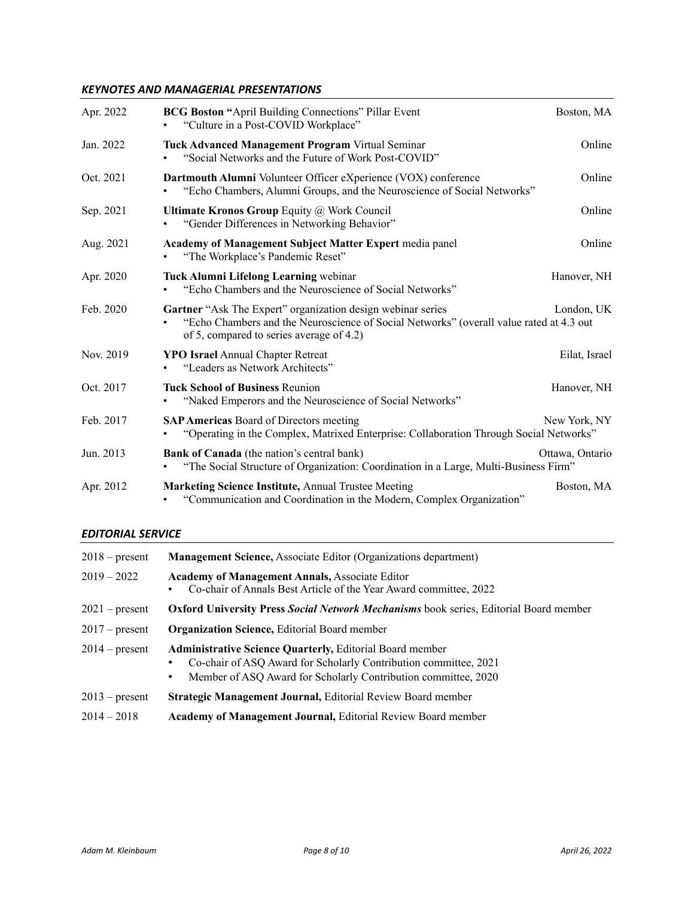### *KEYNOTES AND MANAGERIAL PRESENTATIONS*

Apr. 2022 — **BCG Boston "**April Building Connections" Pillar Event — Boston, MA
- "Culture in a Post-COVID Workplace"

Jan. 2022 — **Tuck Advanced Management Program** Virtual Seminar — Online
- "Social Networks and the Future of Work Post-COVID"

Oct. 2021 — **Dartmouth Alumni** Volunteer Officer eXperience (VOX) conference — Online
- "Echo Chambers, Alumni Groups, and the Neuroscience of Social Networks"

Sep. 2021 — **Ultimate Kronos Group** Equity @ Work Council — Online
- "Gender Differences in Networking Behavior"

Aug. 2021 — **Academy of Management Subject Matter Expert** media panel — Online
- "The Workplace's Pandemic Reset"

Apr. 2020 — **Tuck Alumni Lifelong Learning** webinar — Hanover, NH
- "Echo Chambers and the Neuroscience of Social Networks"

Feb. 2020 — **Gartner** "Ask The Expert" organization design webinar series — London, UK
- "Echo Chambers and the Neuroscience of Social Networks" (overall value rated at 4.3 out of 5, compared to series average of 4.2)

Nov. 2019 — **YPO Israel** Annual Chapter Retreat — Eilat, Israel
- "Leaders as Network Architects"

Oct. 2017 — **Tuck School of Business** Reunion — Hanover, NH
- "Naked Emperors and the Neuroscience of Social Networks"

Feb. 2017 — **SAP Americas** Board of Directors meeting — New York, NY
- "Operating in the Complex, Matrixed Enterprise: Collaboration Through Social Networks"

Jun. 2013 — **Bank of Canada** (the nation's central bank) — Ottawa, Ontario
- "The Social Structure of Organization: Coordination in a Large, Multi-Business Firm"

Apr. 2012 — **Marketing Science Institute,** Annual Trustee Meeting — Boston, MA
- "Communication and Coordination in the Modern, Complex Organization"

### *EDITORIAL SERVICE*

2018 – present — **Management Science,** Associate Editor (Organizations department)

2019 – 2022 — **Academy of Management Annals,** Associate Editor
- Co-chair of Annals Best Article of the Year Award committee, 2022

2021 – present — **Oxford University Press *Social Network Mechanisms*** book series, Editorial Board member

2017 – present — **Organization Science,** Editorial Board member

2014 – present — **Administrative Science Quarterly,** Editorial Board member
- Co-chair of ASQ Award for Scholarly Contribution committee, 2021
- Member of ASQ Award for Scholarly Contribution committee, 2020

2013 – present — **Strategic Management Journal,** Editorial Review Board member

2014 – 2018 — **Academy of Management Journal,** Editorial Review Board member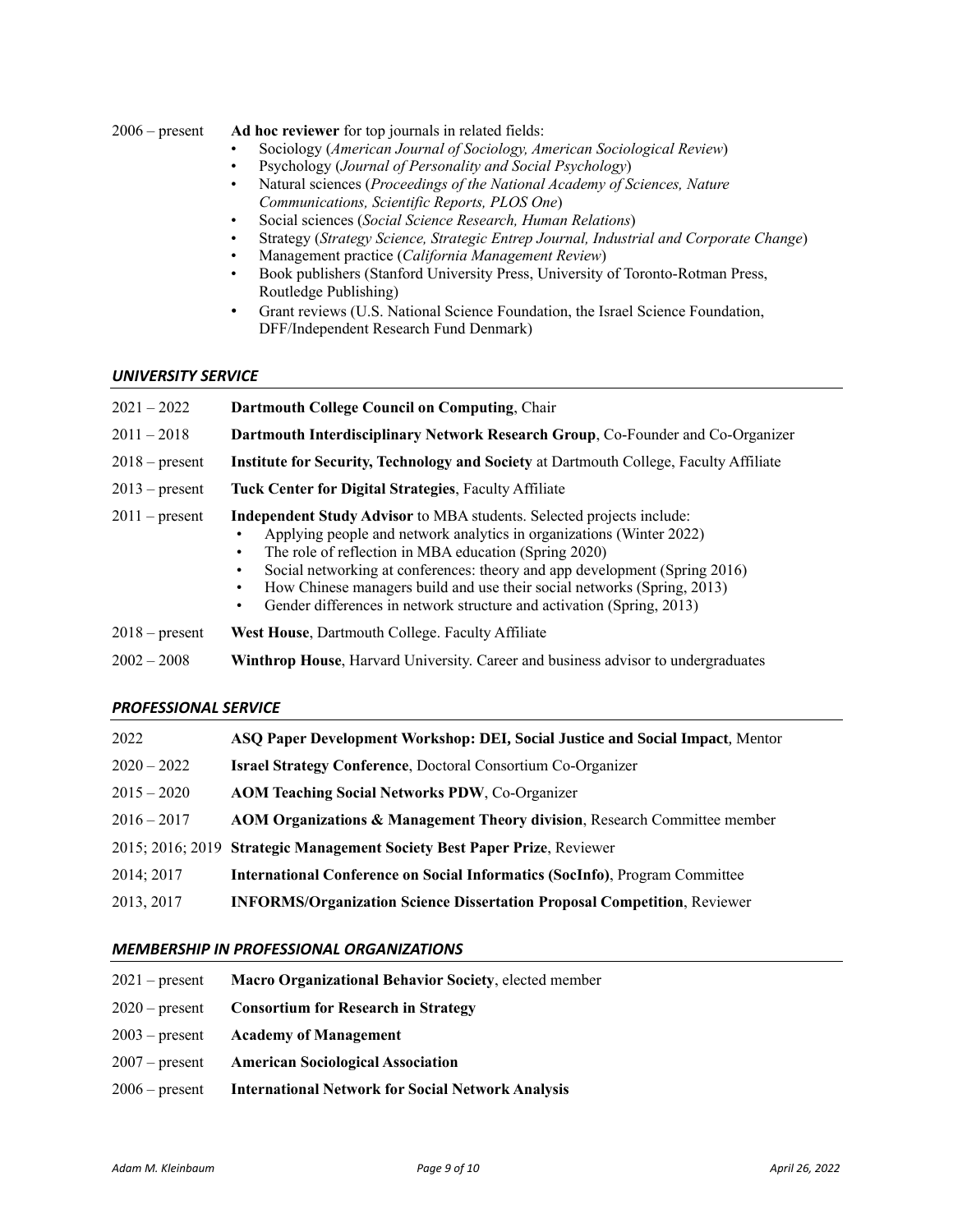2006 – present **Ad hoc reviewer** for top journals in related fields:

- Sociology (*American Journal of Sociology, American Sociological Review*)
- Psychology (*Journal of Personality and Social Psychology*)
- Natural sciences (*Proceedings of the National Academy of Sciences, Nature Communications, Scientific Reports, PLOS One*)
- Social sciences (*Social Science Research, Human Relations*)
- Strategy (*Strategy Science, Strategic Entrep Journal, Industrial and Corporate Change*)
- Management practice (*California Management Review*)
- Book publishers (Stanford University Press, University of Toronto-Rotman Press, Routledge Publishing)
- Grant reviews (U.S. National Science Foundation, the Israel Science Foundation, DFF/Independent Research Fund Denmark)

## *UNIVERSITY SERVICE*

2021 – 2022 **Dartmouth College Council on Computing**, Chair

2011 – 2018 **Dartmouth Interdisciplinary Network Research Group**, Co-Founder and Co-Organizer

2018 – present **Institute for Security, Technology and Society** at Dartmouth College, Faculty Affiliate

2013 – present **Tuck Center for Digital Strategies**, Faculty Affiliate

2011 – present **Independent Study Advisor** to MBA students. Selected projects include:

- Applying people and network analytics in organizations (Winter 2022)
- The role of reflection in MBA education (Spring 2020)
- Social networking at conferences: theory and app development (Spring 2016)
- How Chinese managers build and use their social networks (Spring, 2013)
- Gender differences in network structure and activation (Spring, 2013)

2018 – present **West House**, Dartmouth College. Faculty Affiliate

2002 – 2008 **Winthrop House**, Harvard University. Career and business advisor to undergraduates

## *PROFESSIONAL SERVICE*

2022 **ASQ Paper Development Workshop: DEI, Social Justice and Social Impact**, Mentor

2020 – 2022 **Israel Strategy Conference**, Doctoral Consortium Co-Organizer

2015 – 2020 **AOM Teaching Social Networks PDW**, Co-Organizer

2016 – 2017 **AOM Organizations & Management Theory division**, Research Committee member

2015; 2016; 2019 **Strategic Management Society Best Paper Prize**, Reviewer

2014; 2017 **International Conference on Social Informatics (SocInfo)**, Program Committee

2013, 2017 **INFORMS/Organization Science Dissertation Proposal Competition**, Reviewer

## *MEMBERSHIP IN PROFESSIONAL ORGANIZATIONS*

2021 – present **Macro Organizational Behavior Society**, elected member

2020 – present **Consortium for Research in Strategy**

2003 – present **Academy of Management**

2007 – present **American Sociological Association**

2006 – present **International Network for Social Network Analysis**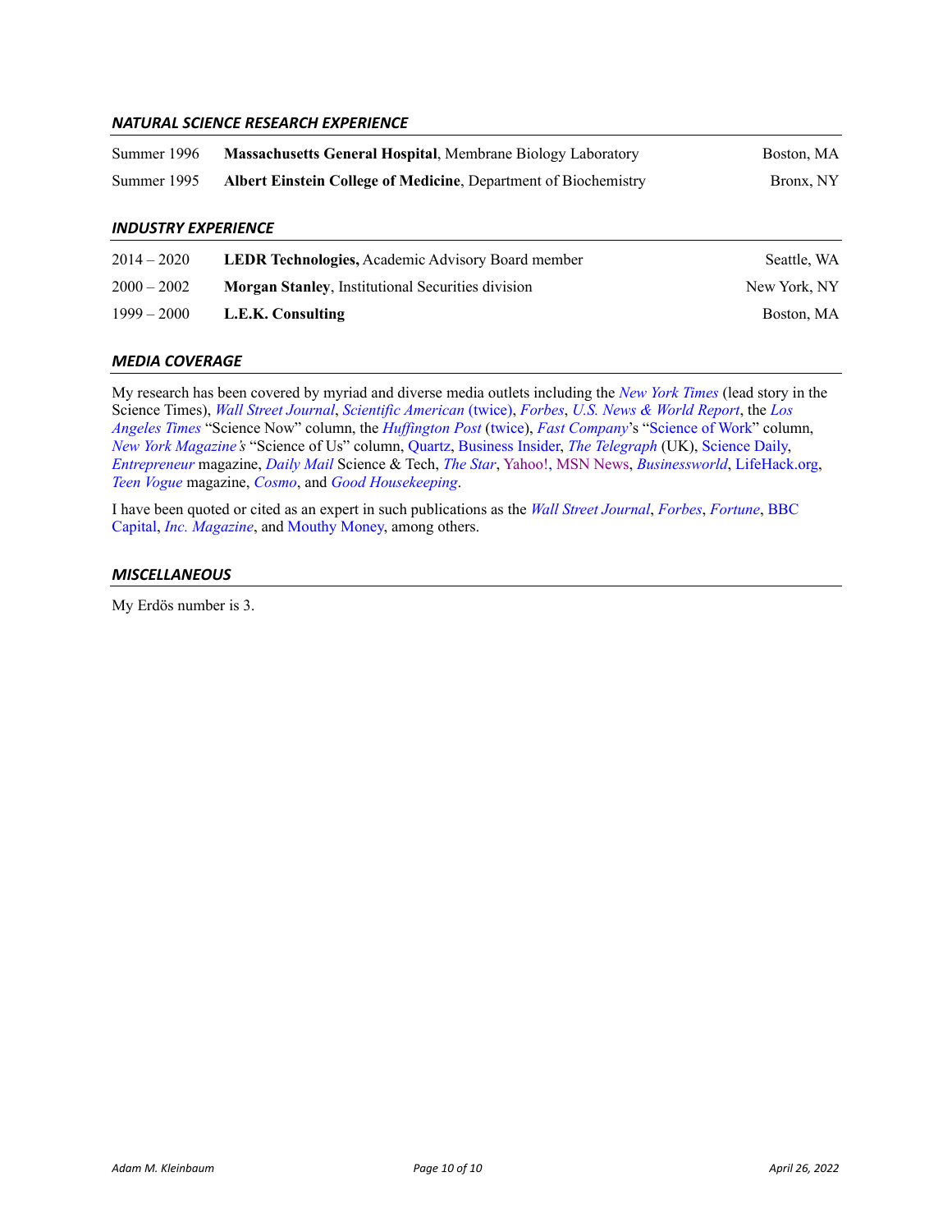### *NATURAL SCIENCE RESEARCH EXPERIENCE*

| | | |
|---|---|---|
| Summer 1996 | **Massachusetts General Hospital**, Membrane Biology Laboratory | Boston, MA |
| Summer 1995 | **Albert Einstein College of Medicine**, Department of Biochemistry | Bronx, NY |

### *INDUSTRY EXPERIENCE*

| | | |
|---|---|---|
| 2014 – 2020 | **LEDR Technologies,** Academic Advisory Board member | Seattle, WA |
| 2000 – 2002 | **Morgan Stanley**, Institutional Securities division | New York, NY |
| 1999 – 2000 | **L.E.K. Consulting** | Boston, MA |

### *MEDIA COVERAGE*

My research has been covered by myriad and diverse media outlets including the *New York Times* (lead story in the Science Times), *Wall Street Journal*, *Scientific American* (twice), *Forbes*, *U.S. News & World Report*, the *Los Angeles Times* "Science Now" column, the *Huffington Post* (twice), *Fast Company*'s "Science of Work" column, *New York Magazine's* "Science of Us" column, Quartz, Business Insider, *The Telegraph* (UK), Science Daily, *Entrepreneur* magazine, *Daily Mail* Science & Tech, *The Star*, Yahoo!, MSN News, *Businessworld*, LifeHack.org, *Teen Vogue* magazine, *Cosmo*, and *Good Housekeeping*.

I have been quoted or cited as an expert in such publications as the *Wall Street Journal*, *Forbes*, *Fortune*, BBC Capital, *Inc. Magazine*, and Mouthy Money, among others.

### *MISCELLANEOUS*

My Erdös number is 3.